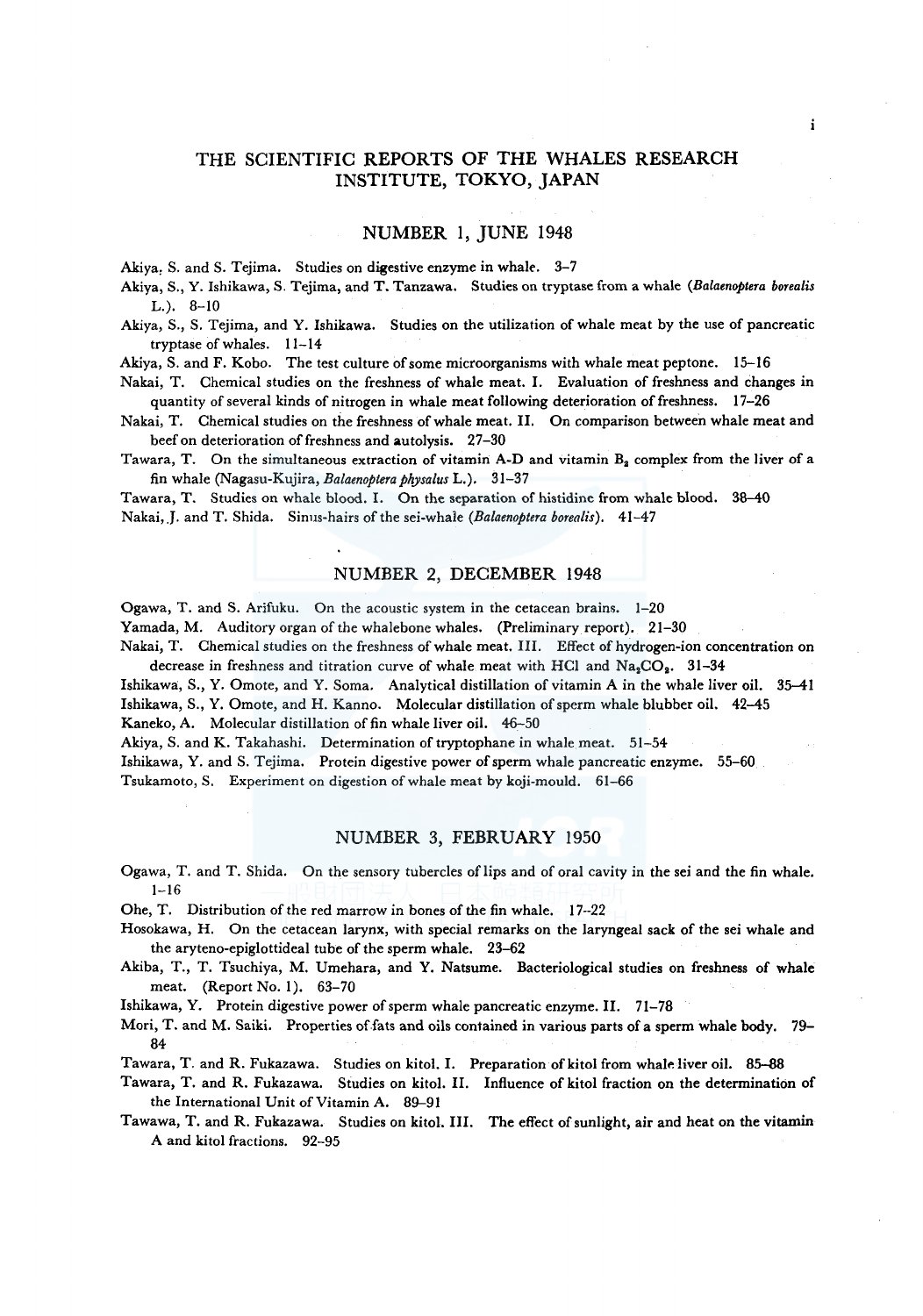# THE SCIENTIFIC REPORTS OF THE WHALES RESEARCH INSTITUTE, TOKYO, JAPAN

## NUMBER 1, JUNE 1948

Akiya, S. and S. Tejima. Studies on digestive enzyme in whale. 3–7

Akiya, S., Y. Ishikawa, S. Tejima, and T. Tanzawa. Studies on tryptase from a whale (*Balaenoptera borealis* L.). 8–10

Akiya, S., S. Tejima, and Y. Ishikawa. Studies on the utilization of whale meat by the use of pancreatic tryptase of whales. 11–14

Akiya, S. and F. Kobo. The test culture of some microorganisms with whale meat peptone. 15–16

Nakai, T. Chemical studies on the freshness of whale meat. I. Evaluation of freshness and changes in quantity of several kinds of nitrogen in whale meat following deterioration of freshness. 17–26

Nakai, T. Chemical studies on the freshness of whale meat. II. On comparison between whale meat and beef on deterioration of freshness and autolysis. 27–30

Tawara, T. On the simultaneous extraction of vitamin A-D and vitamin $B_2$ complex from the liver of a fin whale (Nagasu-Kujira, *Balaenoptera physalus* L.). 31–37

Tawara, T. Studies on whale blood. I. On the separation of histidine from whale blood. 38–40

Nakai, J. and T. Shida. Sinus-hairs of the sei-whale (*Balaenoptera borealis*). 41–47

## NUMBER 2, DECEMBER 1948

Ogawa, T. and S. Arifuku. On the acoustic system in the cetacean brains. 1–20

Yamada, M. Auditory organ of the whalebone whales. (Preliminary report). 21–30

Nakai, T. Chemical studies on the freshness of whale meat. III. Effect of hydrogen-ion concentration on decrease in freshness and titration curve of whale meat with HCl and $Na_2CO_3$. 31–34

Ishikawa, S., Y. Omote, and Y. Soma. Analytical distillation of vitamin A in the whale liver oil. 35–41

Ishikawa, S., Y. Omote, and H. Kanno. Molecular distillation of sperm whale blubber oil. 42–45

Kaneko, A. Molecular distillation of fin whale liver oil. 46–50

Akiya, S. and K. Takahashi. Determination of tryptophane in whale meat. 51–54

Ishikawa, Y. and S. Tejima. Protein digestive power of sperm whale pancreatic enzyme. 55–60

Tsukamoto, S. Experiment on digestion of whale meat by koji-mould. 61–66

## NUMBER 3, FEBRUARY 1950

Ogawa, T. and T. Shida. On the sensory tubercles of lips and of oral cavity in the sei and the fin whale. 1–16

Ohe, T. Distribution of the red marrow in bones of the fin whale. 17–22

Hosokawa, H. On the cetacean larynx, with special remarks on the laryngeal sack of the sei whale and the aryteno-epiglottideal tube of the sperm whale. 23–62

Akiba, T., T. Tsuchiya, M. Umehara, and Y. Natsume. Bacteriological studies on freshness of whale meat. (Report No. 1). 63–70

Ishikawa, Y. Protein digestive power of sperm whale pancreatic enzyme. II. 71–78

Mori, T. and M. Saiki. Properties of fats and oils contained in various parts of a sperm whale body. 79–84

Tawara, T. and R. Fukazawa. Studies on kitol. I. Preparation of kitol from whale liver oil. 85–88

Tawara, T. and R. Fukazawa. Studies on kitol. II. Influence of kitol fraction on the determination of the International Unit of Vitamin A. 89–91

Tawawa, T. and R. Fukazawa. Studies on kitol. III. The effect of sunlight, air and heat on the vitamin A and kitol fractions. 92–95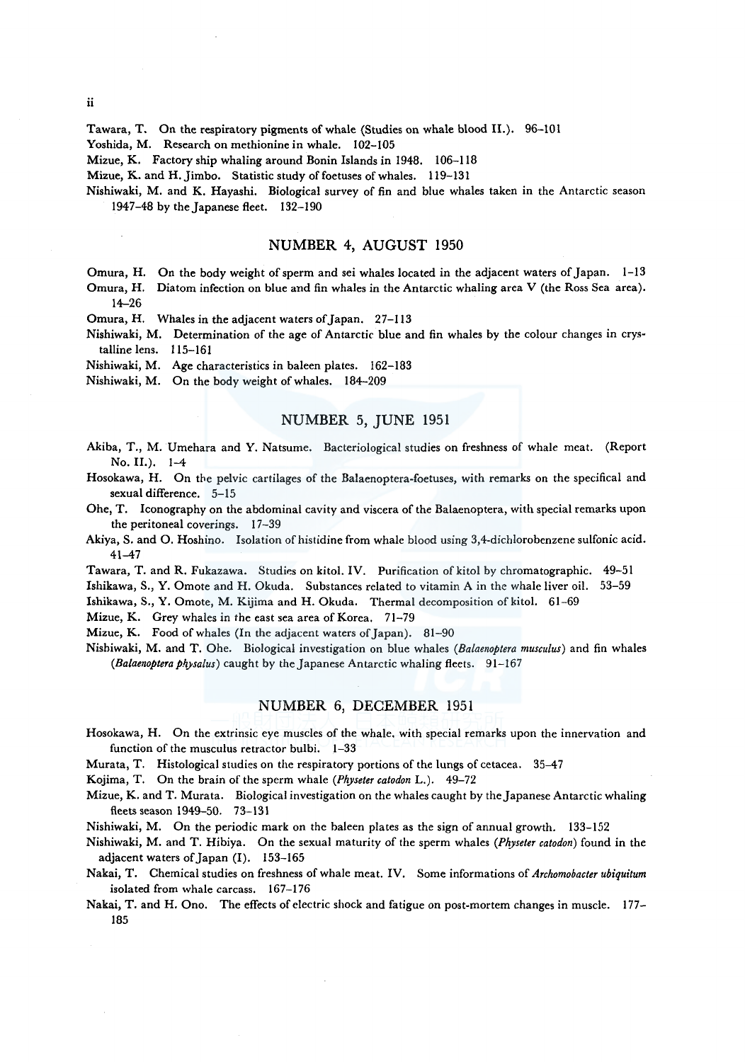Tawara, T. On the respiratory pigments of whale (Studies on whale blood II.). 96–101

Yoshida, M. Research on methionine in whale. 102–105

Mizue, K. Factory ship whaling around Bonin Islands in 1948. 106–118

Mizue, K. and H. Jimbo. Statistic study of foetuses of whales. 119–131

Nishiwaki, M. and K. Hayashi. Biological survey of fin and blue whales taken in the Antarctic season 1947–48 by the Japanese fleet. 132–190

## NUMBER 4, AUGUST 1950

Omura, H. On the body weight of sperm and sei whales located in the adjacent waters of Japan. 1–13

Omura, H. Diatom infection on blue and fin whales in the Antarctic whaling area V (the Ross Sea area). 14–26

Omura, H. Whales in the adjacent waters of Japan. 27–113

Nishiwaki, M. Determination of the age of Antarctic blue and fin whales by the colour changes in crystalline lens. 115–161

Nishiwaki, M. Age characteristics in baleen plates. 162–183

Nishiwaki, M. On the body weight of whales. 184–209

## NUMBER 5, JUNE 1951

Akiba, T., M. Umehara and Y. Natsume. Bacteriological studies on freshness of whale meat. (Report No. II.). 1–4

Hosokawa, H. On the pelvic cartilages of the Balaenoptera-foetuses, with remarks on the specifical and sexual difference. 5–15

Ohe, T. Iconography on the abdominal cavity and viscera of the Balaenoptera, with special remarks upon the peritoneal coverings. 17–39

Akiya, S. and O. Hoshino. Isolation of histidine from whale blood using 3,4-dichlorobenzene sulfonic acid. 41–47

Tawara, T. and R. Fukazawa. Studies on kitol. IV. Purification of kitol by chromatographic. 49–51

Ishikawa, S., Y. Omote and H. Okuda. Substances related to vitamin A in the whale liver oil. 53–59

Ishikawa, S., Y. Omote, M. Kijima and H. Okuda. Thermal decomposition of kitol. 61–69

Mizue, K. Grey whales in the east sea area of Korea. 71–79

Mizue, K. Food of whales (In the adjacent waters of Japan). 81–90

Nishiwaki, M. and T. Ohe. Biological investigation on blue whales (*Balaenoptera musculus*) and fin whales (*Balaenoptera physalus*) caught by the Japanese Antarctic whaling fleets. 91–167

## NUMBER 6, DECEMBER 1951

Hosokawa, H. On the extrinsic eye muscles of the whale, with special remarks upon the innervation and function of the musculus retractor bulbi. 1–33

Murata, T. Histological studies on the respiratory portions of the lungs of cetacea. 35–47

Kojima, T. On the brain of the sperm whale (*Physeter catodon* L.). 49–72

Mizue, K. and T. Murata. Biological investigation on the whales caught by the Japanese Antarctic whaling fleets season 1949–50. 73–131

Nishiwaki, M. On the periodic mark on the baleen plates as the sign of annual growth. 133–152

Nishiwaki, M. and T. Hibiya. On the sexual maturity of the sperm whales (*Physeter catodon*) found in the adjacent waters of Japan (I). 153–165

Nakai, T. Chemical studies on freshness of whale meat. IV. Some informations of *Archomobacter ubiquitum* isolated from whale carcass. 167–176

Nakai, T. and H. Ono. The effects of electric shock and fatigue on post-mortem changes in muscle. 177–185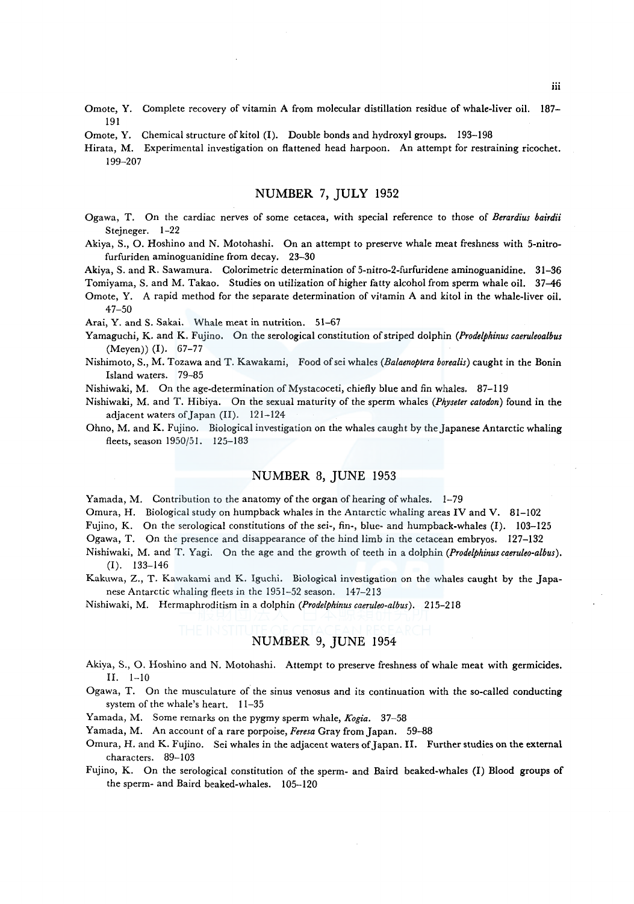Omote, Y. Complete recovery of vitamin A from molecular distillation residue of whale-liver oil. 187–191

Omote, Y. Chemical structure of kitol (I). Double bonds and hydroxyl groups. 193–198

Hirata, M. Experimental investigation on flattened head harpoon. An attempt for restraining ricochet. 199–207

## NUMBER 7, JULY 1952

Ogawa, T. On the cardiac nerves of some cetacea, with special reference to those of *Berardius bairdii* Stejneger. 1–22

Akiya, S., O. Hoshino and N. Motohashi. On an attempt to preserve whale meat freshness with 5-nitro-furfuriden aminoguanidine from decay. 23–30

Akiya, S. and R. Sawamura. Colorimetric determination of 5-nitro-2-furfuridene aminoguanidine. 31–36

Tomiyama, S. and M. Takao. Studies on utilization of higher fatty alcohol from sperm whale oil. 37–46

Omote, Y. A rapid method for the separate determination of vitamin A and kitol in the whale-liver oil. 47–50

Arai, Y. and S. Sakai. Whale meat in nutrition. 51–67

Yamaguchi, K. and K. Fujino. On the serological constitution of striped dolphin (*Prodelphinus caeruleoalbus* (Meyen)) (I). 67–77

Nishimoto, S., M. Tozawa and T. Kawakami, Food of sei whales (*Balaenoptera borealis*) caught in the Bonin Island waters. 79–85

Nishiwaki, M. On the age-determination of Mystacoceti, chiefly blue and fin whales. 87–119

Nishiwaki, M. and T. Hibiya. On the sexual maturity of the sperm whales (*Physeter catodon*) found in the adjacent waters of Japan (II). 121–124

Ohno, M. and K. Fujino. Biological investigation on the whales caught by the Japanese Antarctic whaling fleets, season 1950/51. 125–183

## NUMBER 8, JUNE 1953

Yamada, M. Contribution to the anatomy of the organ of hearing of whales. 1–79

Omura, H. Biological study on humpback whales in the Antarctic whaling areas IV and V. 81–102

Fujino, K. On the serological constitutions of the sei-, fin-, blue- and humpback-whales (I). 103–125

Ogawa, T. On the presence and disappearance of the hind limb in the cetacean embryos. 127–132

Nishiwaki, M. and T. Yagi. On the age and the growth of teeth in a dolphin (*Prodelphinus caeruleo-albus*). (I). 133–146

Kakuwa, Z., T. Kawakami and K. Iguchi. Biological investigation on the whales caught by the Japanese Antarctic whaling fleets in the 1951–52 season. 147–213

Nishiwaki, M. Hermaphroditism in a dolphin (*Prodelphinus caeruleo-albus*). 215–218

## NUMBER 9, JUNE 1954

Akiya, S., O. Hoshino and N. Motohashi. Attempt to preserve freshness of whale meat with germicides. II. 1–10

Ogawa, T. On the musculature of the sinus venosus and its continuation with the so-called conducting system of the whale's heart. 11–35

Yamada, M. Some remarks on the pygmy sperm whale, *Kogia*. 37–58

Yamada, M. An account of a rare porpoise, *Feresa* Gray from Japan. 59–88

Omura, H. and K. Fujino. Sei whales in the adjacent waters of Japan. II. Further studies on the external characters. 89–103

Fujino, K. On the serological constitution of the sperm- and Baird beaked-whales (I) Blood groups of the sperm- and Baird beaked-whales. 105–120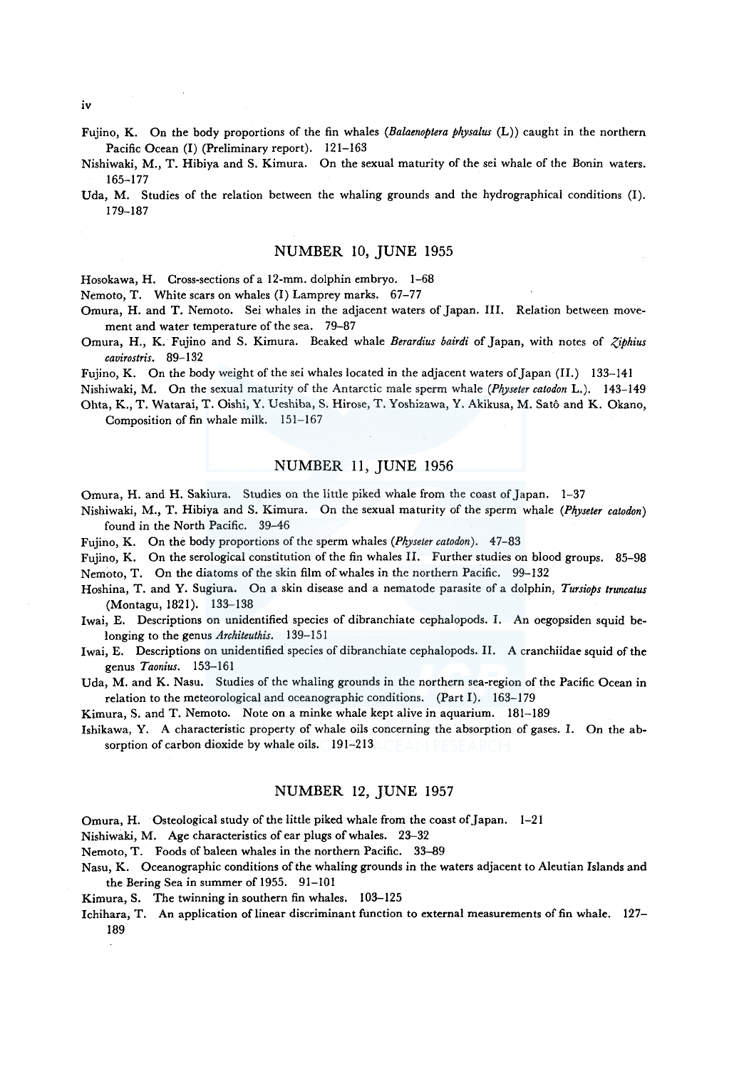Fujino, K. On the body proportions of the fin whales (*Balaenoptera physalus* (L)) caught in the northern Pacific Ocean (I) (Preliminary report). 121–163

Nishiwaki, M., T. Hibiya and S. Kimura. On the sexual maturity of the sei whale of the Bonin waters. 165–177

Uda, M. Studies of the relation between the whaling grounds and the hydrographical conditions (I). 179–187

## NUMBER 10, JUNE 1955

Hosokawa, H. Cross-sections of a 12-mm. dolphin embryo. 1–68

Nemoto, T. White scars on whales (I) Lamprey marks. 67–77

Omura, H. and T. Nemoto. Sei whales in the adjacent waters of Japan. III. Relation between movement and water temperature of the sea. 79–87

Omura, H., K. Fujino and S. Kimura. Beaked whale *Berardius bairdi* of Japan, with notes of *Ziphius cavirostris*. 89–132

Fujino, K. On the body weight of the sei whales located in the adjacent waters of Japan (II.) 133–141

Nishiwaki, M. On the sexual maturity of the Antarctic male sperm whale (*Physeter catodon* L.). 143–149

Ohta, K., T. Watarai, T. Oishi, Y. Ueshiba, S. Hirose, T. Yoshizawa, Y. Akikusa, M. Satô and K. Okano, Composition of fin whale milk. 151–167

## NUMBER 11, JUNE 1956

Omura, H. and H. Sakiura. Studies on the little piked whale from the coast of Japan. 1–37

Nishiwaki, M., T. Hibiya and S. Kimura. On the sexual maturity of the sperm whale (*Physeter catodon*) found in the North Pacific. 39–46

Fujino, K. On the body proportions of the sperm whales (*Physeter catodon*). 47–83

Fujino, K. On the serological constitution of the fin whales II. Further studies on blood groups. 85–98

Nemoto, T. On the diatoms of the skin film of whales in the northern Pacific. 99–132

Hoshina, T. and Y. Sugiura. On a skin disease and a nematode parasite of a dolphin, *Tursiops truncatus* (Montagu, 1821). 133–138

Iwai, E. Descriptions on unidentified species of dibranchiate cephalopods. I. An oegopsiden squid belonging to the genus *Architeuthis*. 139–151

Iwai, E. Descriptions on unidentified species of dibranchiate cephalopods. II. A cranchiidae squid of the genus *Taonius*. 153–161

Uda, M. and K. Nasu. Studies of the whaling grounds in the northern sea-region of the Pacific Ocean in relation to the meteorological and oceanographic conditions. (Part I). 163–179

Kimura, S. and T. Nemoto. Note on a minke whale kept alive in aquarium. 181–189

Ishikawa, Y. A characteristic property of whale oils concerning the absorption of gases. I. On the absorption of carbon dioxide by whale oils. 191–213

## NUMBER 12, JUNE 1957

Omura, H. Osteological study of the little piked whale from the coast of Japan. 1–21

Nishiwaki, M. Age characteristics of ear plugs of whales. 23–32

Nemoto, T. Foods of baleen whales in the northern Pacific. 33–89

Nasu, K. Oceanographic conditions of the whaling grounds in the waters adjacent to Aleutian Islands and the Bering Sea in summer of 1955. 91–101

Kimura, S. The twinning in southern fin whales. 103–125

Ichihara, T. An application of linear discriminant function to external measurements of fin whale. 127–189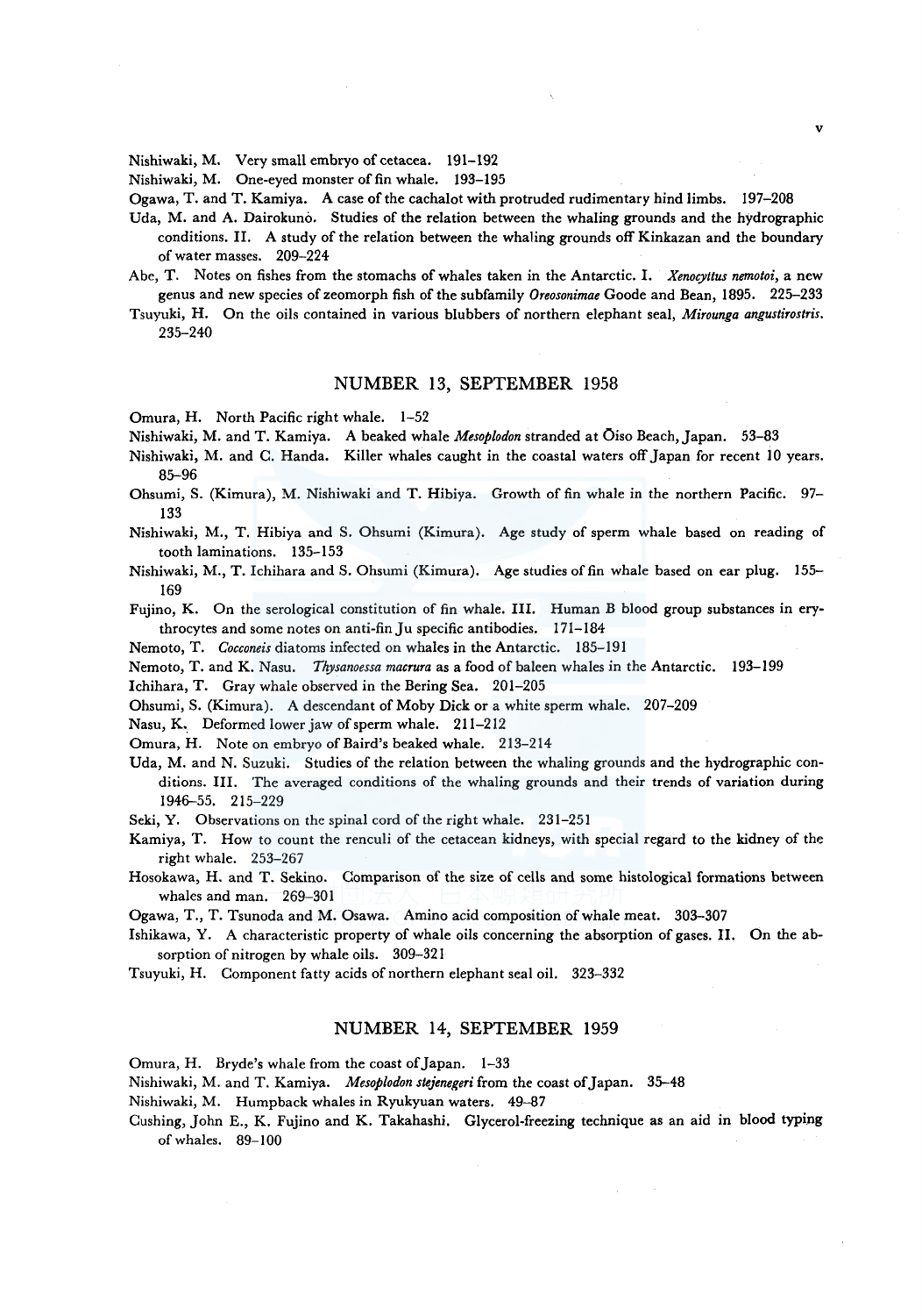Nishiwaki, M. Very small embryo of cetacea. 191–192

Nishiwaki, M. One-eyed monster of fin whale. 193–195

Ogawa, T. and T. Kamiya. A case of the cachalot with protruded rudimentary hind limbs. 197–208

Uda, M. and A. Dairokunō. Studies of the relation between the whaling grounds and the hydrographic conditions. II. A study of the relation between the whaling grounds off Kinkazan and the boundary of water masses. 209–224

Abe, T. Notes on fishes from the stomachs of whales taken in the Antarctic. I. *Xenocyttus nemotoi*, a new genus and new species of zeomorph fish of the subfamily *Oreosonimae* Goode and Bean, 1895. 225–233

Tsuyuki, H. On the oils contained in various blubbers of northern elephant seal, *Mirounga angustirostris*. 235–240

## NUMBER 13, SEPTEMBER 1958

Omura, H. North Pacific right whale. 1–52

Nishiwaki, M. and T. Kamiya. A beaked whale *Mesoplodon* stranded at Ōiso Beach, Japan. 53–83

Nishiwaki, M. and C. Handa. Killer whales caught in the coastal waters off Japan for recent 10 years. 85–96

Ohsumi, S. (Kimura), M. Nishiwaki and T. Hibiya. Growth of fin whale in the northern Pacific. 97–133

Nishiwaki, M., T. Hibiya and S. Ohsumi (Kimura). Age study of sperm whale based on reading of tooth laminations. 135–153

Nishiwaki, M., T. Ichihara and S. Ohsumi (Kimura). Age studies of fin whale based on ear plug. 155–169

Fujino, K. On the serological constitution of fin whale. III. Human B blood group substances in erythrocytes and some notes on anti-fin Ju specific antibodies. 171–184

Nemoto, T. *Cocconeis* diatoms infected on whales in the Antarctic. 185–191

Nemoto, T. and K. Nasu. *Thysanoessa macrura* as a food of baleen whales in the Antarctic. 193–199

Ichihara, T. Gray whale observed in the Bering Sea. 201–205

Ohsumi, S. (Kimura). A descendant of Moby Dick or a white sperm whale. 207–209

Nasu, K. Deformed lower jaw of sperm whale. 211–212

Omura, H. Note on embryo of Baird's beaked whale. 213–214

Uda, M. and N. Suzuki. Studies of the relation between the whaling grounds and the hydrographic conditions. III. The averaged conditions of the whaling grounds and their trends of variation during 1946–55. 215–229

Seki, Y. Observations on the spinal cord of the right whale. 231–251

Kamiya, T. How to count the renculi of the cetacean kidneys, with special regard to the kidney of the right whale. 253–267

Hosokawa, H. and T. Sekino. Comparison of the size of cells and some histological formations between whales and man. 269–301

Ogawa, T., T. Tsunoda and M. Osawa. Amino acid composition of whale meat. 303–307

Ishikawa, Y. A characteristic property of whale oils concerning the absorption of gases. II. On the absorption of nitrogen by whale oils. 309–321

Tsuyuki, H. Component fatty acids of northern elephant seal oil. 323–332

## NUMBER 14, SEPTEMBER 1959

Omura, H. Bryde's whale from the coast of Japan. 1–33

Nishiwaki, M. and T. Kamiya. *Mesoplodon stejenegeri* from the coast of Japan. 35–48

Nishiwaki, M. Humpback whales in Ryukyuan waters. 49–87

Cushing, John E., K. Fujino and K. Takahashi. Glycerol-freezing technique as an aid in blood typing of whales. 89–100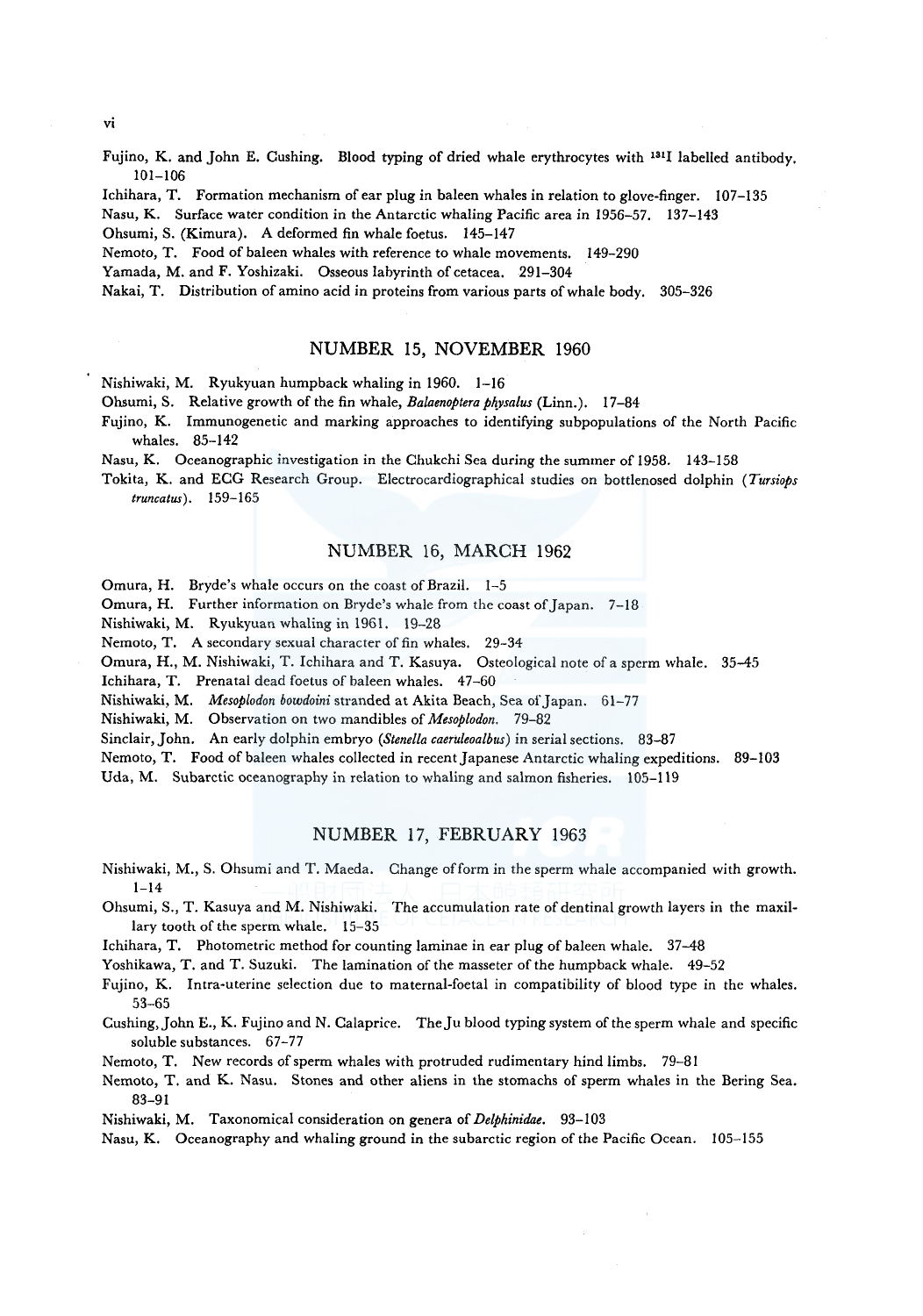Fujino, K. and John E. Cushing. Blood typing of dried whale erythrocytes with $^{131}I$ labelled antibody. 101–106

Ichihara, T. Formation mechanism of ear plug in baleen whales in relation to glove-finger. 107–135

Nasu, K. Surface water condition in the Antarctic whaling Pacific area in 1956–57. 137–143

Ohsumi, S. (Kimura). A deformed fin whale foetus. 145–147

Nemoto, T. Food of baleen whales with reference to whale movements. 149–290

Yamada, M. and F. Yoshizaki. Osseous labyrinth of cetacea. 291–304

Nakai, T. Distribution of amino acid in proteins from various parts of whale body. 305–326

## NUMBER 15, NOVEMBER 1960

Nishiwaki, M. Ryukyuan humpback whaling in 1960. 1–16

Ohsumi, S. Relative growth of the fin whale, *Balaenoptera physalus* (Linn.). 17–84

Fujino, K. Immunogenetic and marking approaches to identifying subpopulations of the North Pacific whales. 85–142

Nasu, K. Oceanographic investigation in the Chukchi Sea during the summer of 1958. 143–158

Tokita, K. and ECG Research Group. Electrocardiographical studies on bottlenosed dolphin (*Tursiops truncatus*). 159–165

## NUMBER 16, MARCH 1962

Omura, H. Bryde's whale occurs on the coast of Brazil. 1–5

Omura, H. Further information on Bryde's whale from the coast of Japan. 7–18

Nishiwaki, M. Ryukyuan whaling in 1961. 19–28

Nemoto, T. A secondary sexual character of fin whales. 29–34

Omura, H., M. Nishiwaki, T. Ichihara and T. Kasuya. Osteological note of a sperm whale. 35–45

Ichihara, T. Prenatal dead foetus of baleen whales. 47–60

Nishiwaki, M. *Mesoplodon bowdoini* stranded at Akita Beach, Sea of Japan. 61–77

Nishiwaki, M. Observation on two mandibles of *Mesoplodon*. 79–82

Sinclair, John. An early dolphin embryo (*Stenella caeruleoalbus*) in serial sections. 83–87

Nemoto, T. Food of baleen whales collected in recent Japanese Antarctic whaling expeditions. 89–103

Uda, M. Subarctic oceanography in relation to whaling and salmon fisheries. 105–119

## NUMBER 17, FEBRUARY 1963

Nishiwaki, M., S. Ohsumi and T. Maeda. Change of form in the sperm whale accompanied with growth. 1–14

Ohsumi, S., T. Kasuya and M. Nishiwaki. The accumulation rate of dentinal growth layers in the maxillary tooth of the sperm whale. 15–35

Ichihara, T. Photometric method for counting laminae in ear plug of baleen whale. 37–48

Yoshikawa, T. and T. Suzuki. The lamination of the masseter of the humpback whale. 49–52

Fujino, K. Intra-uterine selection due to maternal-foetal in compatibility of blood type in the whales. 53–65

Cushing, John E., K. Fujino and N. Calaprice. The Ju blood typing system of the sperm whale and specific soluble substances. 67–77

Nemoto, T. New records of sperm whales with protruded rudimentary hind limbs. 79–81

Nemoto, T. and K. Nasu. Stones and other aliens in the stomachs of sperm whales in the Bering Sea. 83–91

Nishiwaki, M. Taxonomical consideration on genera of *Delphinidae*. 93–103

Nasu, K. Oceanography and whaling ground in the subarctic region of the Pacific Ocean. 105–155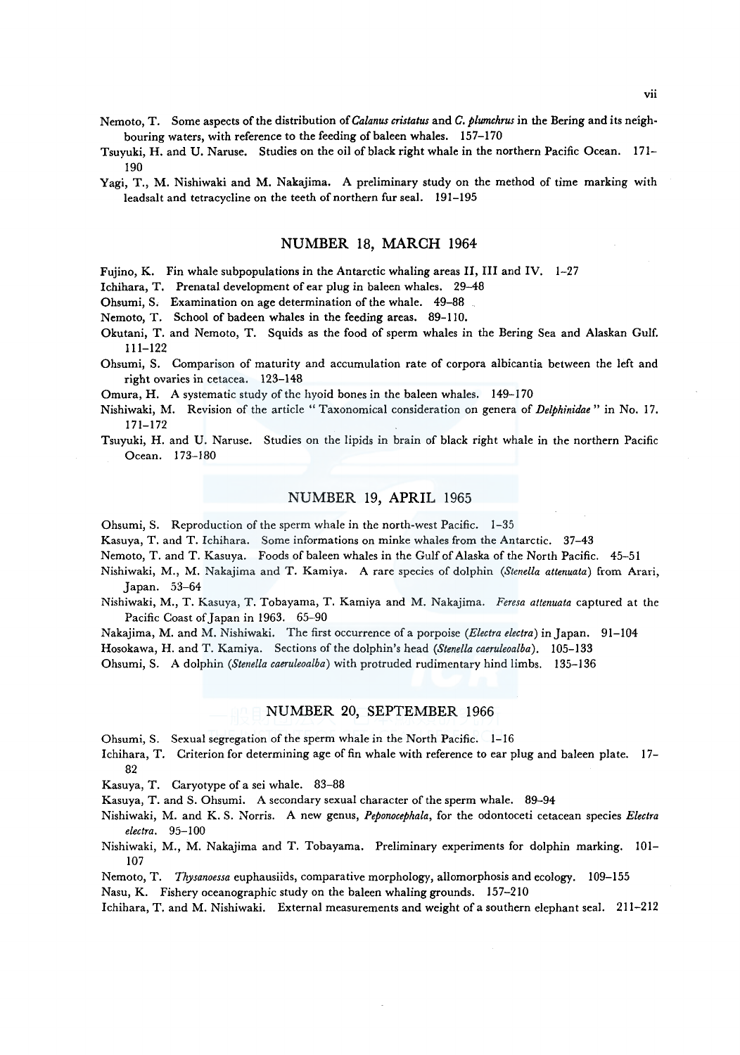Nemoto, T. Some aspects of the distribution of *Calanus cristatus* and *C. plumchrus* in the Bering and its neighbouring waters, with reference to the feeding of baleen whales. 157–170

Tsuyuki, H. and U. Naruse. Studies on the oil of black right whale in the northern Pacific Ocean. 171–190

Yagi, T., M. Nishiwaki and M. Nakajima. A preliminary study on the method of time marking with leadsalt and tetracycline on the teeth of northern fur seal. 191–195

## NUMBER 18, MARCH 1964

Fujino, K. Fin whale subpopulations in the Antarctic whaling areas II, III and IV. 1–27

Ichihara, T. Prenatal development of ear plug in baleen whales. 29–48

Ohsumi, S. Examination on age determination of the whale. 49–88

Nemoto, T. School of badeen whales in the feeding areas. 89–110.

Okutani, T. and Nemoto, T. Squids as the food of sperm whales in the Bering Sea and Alaskan Gulf. 111–122

Ohsumi, S. Comparison of maturity and accumulation rate of corpora albicantia between the left and right ovaries in cetacea. 123–148

Omura, H. A systematic study of the hyoid bones in the baleen whales. 149–170

Nishiwaki, M. Revision of the article " Taxonomical consideration on genera of *Delphinidae* " in No. 17. 171–172

Tsuyuki, H. and U. Naruse. Studies on the lipids in brain of black right whale in the northern Pacific Ocean. 173–180

## NUMBER 19, APRIL 1965

Ohsumi, S. Reproduction of the sperm whale in the north-west Pacific. 1–35

Kasuya, T. and T. Ichihara. Some informations on minke whales from the Antarctic. 37–43

Nemoto, T. and T. Kasuya. Foods of baleen whales in the Gulf of Alaska of the North Pacific. 45–51

Nishiwaki, M., M. Nakajima and T. Kamiya. A rare species of dolphin (*Stenella attenuata*) from Arari, Japan. 53–64

Nishiwaki, M., T. Kasuya, T. Tobayama, T. Kamiya and M. Nakajima. *Feresa attenuata* captured at the Pacific Coast of Japan in 1963. 65–90

Nakajima, M. and M. Nishiwaki. The first occurrence of a porpoise (*Electra electra*) in Japan. 91–104

Hosokawa, H. and T. Kamiya. Sections of the dolphin's head (*Stenella caeruleoalba*). 105–133

Ohsumi, S. A dolphin (*Stenella caeruleoalba*) with protruded rudimentary hind limbs. 135–136

## NUMBER 20, SEPTEMBER 1966

Ohsumi, S. Sexual segregation of the sperm whale in the North Pacific. 1–16

Ichihara, T. Criterion for determining age of fin whale with reference to ear plug and baleen plate. 17–82

Kasuya, T. Caryotype of a sei whale. 83–88

Kasuya, T. and S. Ohsumi. A secondary sexual character of the sperm whale. 89–94

Nishiwaki, M. and K. S. Norris. A new genus, *Peponocephala*, for the odontoceti cetacean species *Electra electra*. 95–100

Nishiwaki, M., M. Nakajima and T. Tobayama. Preliminary experiments for dolphin marking. 101–107

Nemoto, T. *Thysanoessa* euphausiids, comparative morphology, allomorphosis and ecology. 109–155

Nasu, K. Fishery oceanographic study on the baleen whaling grounds. 157–210

Ichihara, T. and M. Nishiwaki. External measurements and weight of a southern elephant seal. 211–212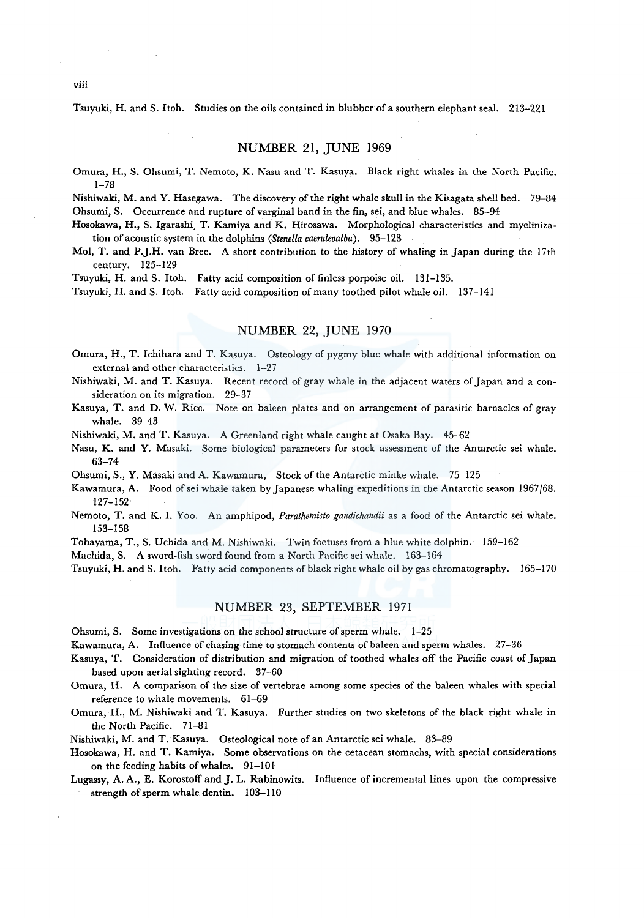Tsuyuki, H. and S. Itoh. Studies on the oils contained in blubber of a southern elephant seal. 213–221

## NUMBER 21, JUNE 1969

Omura, H., S. Ohsumi, T. Nemoto, K. Nasu and T. Kasuya. Black right whales in the North Pacific. 1–78

Nishiwaki, M. and Y. Hasegawa. The discovery of the right whale skull in the Kisagata shell bed. 79–84

Ohsumi, S. Occurrence and rupture of varginal band in the fin, sei, and blue whales. 85–94

Hosokawa, H., S. Igarashi, T. Kamiya and K. Hirosawa. Morphological characteristics and myelinization of acoustic system in the dolphins (*Stenella caeruleoalba*). 95–123

Mol, T. and P.J.H. van Bree. A short contribution to the history of whaling in Japan during the 17th century. 125–129

Tsuyuki, H. and S. Itoh. Fatty acid composition of finless porpoise oil. 131–135.

Tsuyuki, H. and S. Itoh. Fatty acid composition of many toothed pilot whale oil. 137–141

## NUMBER 22, JUNE 1970

Omura, H., T. Ichihara and T. Kasuya. Osteology of pygmy blue whale with additional information on external and other characteristics. 1–27

Nishiwaki, M. and T. Kasuya. Recent record of gray whale in the adjacent waters of Japan and a consideration on its migration. 29–37

Kasuya, T. and D. W. Rice. Note on baleen plates and on arrangement of parasitic barnacles of gray whale. 39–43

Nishiwaki, M. and T. Kasuya. A Greenland right whale caught at Osaka Bay. 45–62

Nasu, K. and Y. Masaki. Some biological parameters for stock assessment of the Antarctic sei whale. 63–74

Ohsumi, S., Y. Masaki and A. Kawamura, Stock of the Antarctic minke whale. 75–125

Kawamura, A. Food of sei whale taken by Japanese whaling expeditions in the Antarctic season 1967/68. 127–152

Nemoto, T. and K. I. Yoo. An amphipod, *Parathemisto gaudichaudii* as a food of the Antarctic sei whale. 153–158

Tobayama, T., S. Uchida and M. Nishiwaki. Twin foetuses from a blue white dolphin. 159–162

Machida, S. A sword-fish sword found from a North Pacific sei whale. 163–164

Tsuyuki, H. and S. Itoh. Fatty acid components of black right whale oil by gas chromatography. 165–170

## NUMBER 23, SEPTEMBER 1971

Ohsumi, S. Some investigations on the school structure of sperm whale. 1–25

Kawamura, A. Influence of chasing time to stomach contents of baleen and sperm whales. 27–36

Kasuya, T. Consideration of distribution and migration of toothed whales off the Pacific coast of Japan based upon aerial sighting record. 37–60

Omura, H. A comparison of the size of vertebrae among some species of the baleen whales with special reference to whale movements. 61–69

Omura, H., M. Nishiwaki and T. Kasuya. Further studies on two skeletons of the black right whale in the North Pacific. 71–81

Nishiwaki, M. and T. Kasuya. Osteological note of an Antarctic sei whale. 83–89

Hosokawa, H. and T. Kamiya. Some observations on the cetacean stomachs, with special considerations on the feeding habits of whales. 91–101

Lugassy, A. A., E. Korostoff and J. L. Rabinowits. Influence of incremental lines upon the compressive strength of sperm whale dentin. 103–110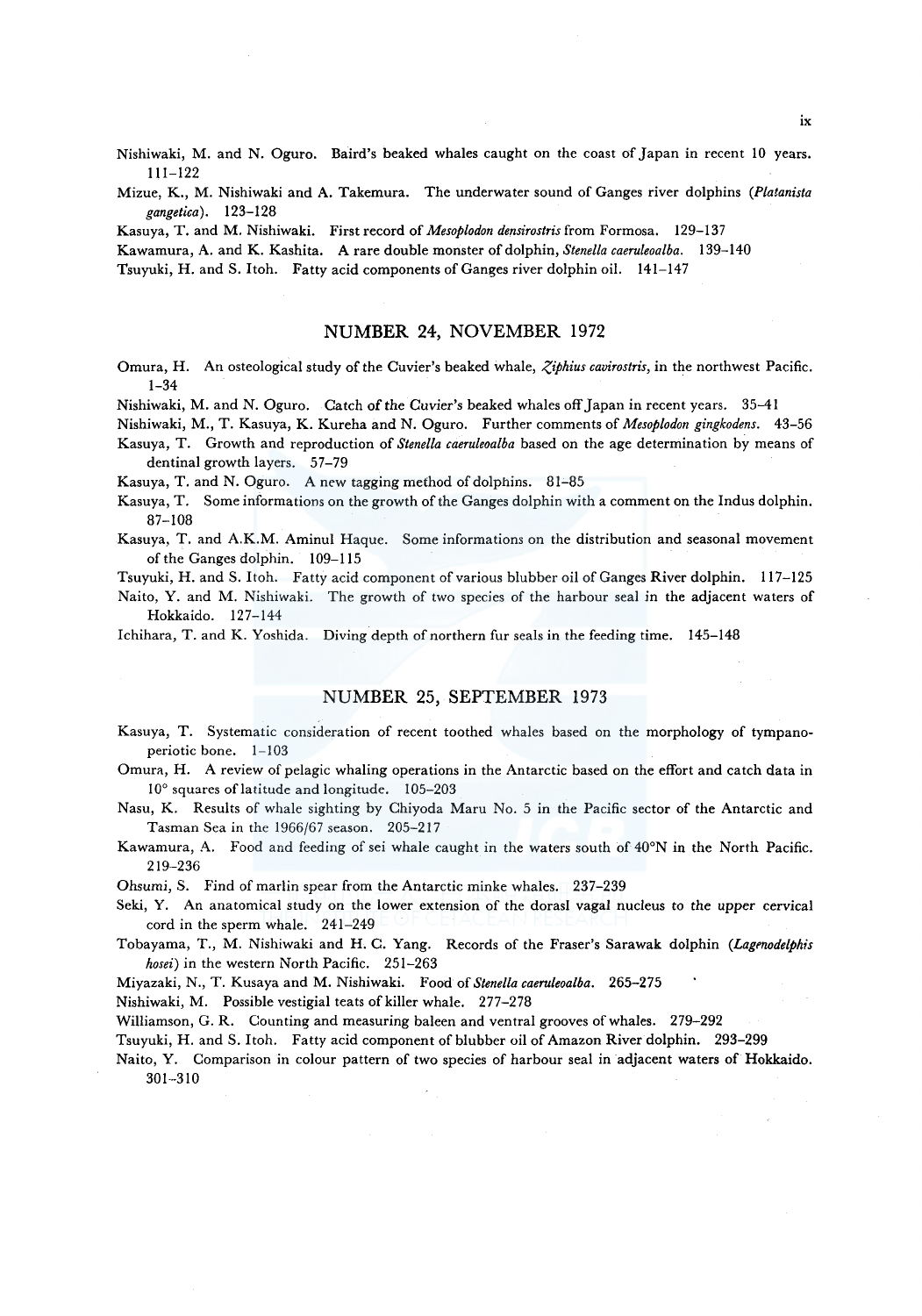Nishiwaki, M. and N. Oguro. Baird's beaked whales caught on the coast of Japan in recent 10 years. 111–122

Mizue, K., M. Nishiwaki and A. Takemura. The underwater sound of Ganges river dolphins (*Platanista gangetica*). 123–128

Kasuya, T. and M. Nishiwaki. First record of *Mesoplodon densirostris* from Formosa. 129–137

Kawamura, A. and K. Kashita. A rare double monster of dolphin, *Stenella caeruleoalba*. 139–140

Tsuyuki, H. and S. Itoh. Fatty acid components of Ganges river dolphin oil. 141–147

## NUMBER 24, NOVEMBER 1972

Omura, H. An osteological study of the Cuvier's beaked whale, *Ziphius cavirostris*, in the northwest Pacific. 1–34

Nishiwaki, M. and N. Oguro. Catch of the Cuvier's beaked whales off Japan in recent years. 35–41

Nishiwaki, M., T. Kasuya, K. Kureha and N. Oguro. Further comments of *Mesoplodon gingkodens*. 43–56

Kasuya, T. Growth and reproduction of *Stenella caeruleoalba* based on the age determination by means of dentinal growth layers. 57–79

Kasuya, T. and N. Oguro. A new tagging method of dolphins. 81–85

Kasuya, T. Some informations on the growth of the Ganges dolphin with a comment on the Indus dolphin. 87–108

Kasuya, T. and A.K.M. Aminul Haque. Some informations on the distribution and seasonal movement of the Ganges dolphin. 109–115

Tsuyuki, H. and S. Itoh. Fatty acid component of various blubber oil of Ganges River dolphin. 117–125

Naito, Y. and M. Nishiwaki. The growth of two species of the harbour seal in the adjacent waters of Hokkaido. 127–144

Ichihara, T. and K. Yoshida. Diving depth of northern fur seals in the feeding time. 145–148

## NUMBER 25, SEPTEMBER 1973

Kasuya, T. Systematic consideration of recent toothed whales based on the morphology of tympano-periotic bone. 1–103

Omura, H. A review of pelagic whaling operations in the Antarctic based on the effort and catch data in 10° squares of latitude and longitude. 105–203

Nasu, K. Results of whale sighting by Chiyoda Maru No. 5 in the Pacific sector of the Antarctic and Tasman Sea in the 1966/67 season. 205–217

Kawamura, A. Food and feeding of sei whale caught in the waters south of 40°N in the North Pacific. 219–236

Ohsumi, S. Find of marlin spear from the Antarctic minke whales. 237–239

Seki, Y. An anatomical study on the lower extension of the dorasl vagal nucleus to the upper cervical cord in the sperm whale. 241–249

Tobayama, T., M. Nishiwaki and H. C. Yang. Records of the Fraser's Sarawak dolphin (*Lagenodelphis hosei*) in the western North Pacific. 251–263

Miyazaki, N., T. Kusaya and M. Nishiwaki. Food of *Stenella caeruleoalba*. 265–275

Nishiwaki, M. Possible vestigial teats of killer whale. 277–278

Williamson, G. R. Counting and measuring baleen and ventral grooves of whales. 279–292

Tsuyuki, H. and S. Itoh. Fatty acid component of blubber oil of Amazon River dolphin. 293–299

Naito, Y. Comparison in colour pattern of two species of harbour seal in adjacent waters of Hokkaido. 301–310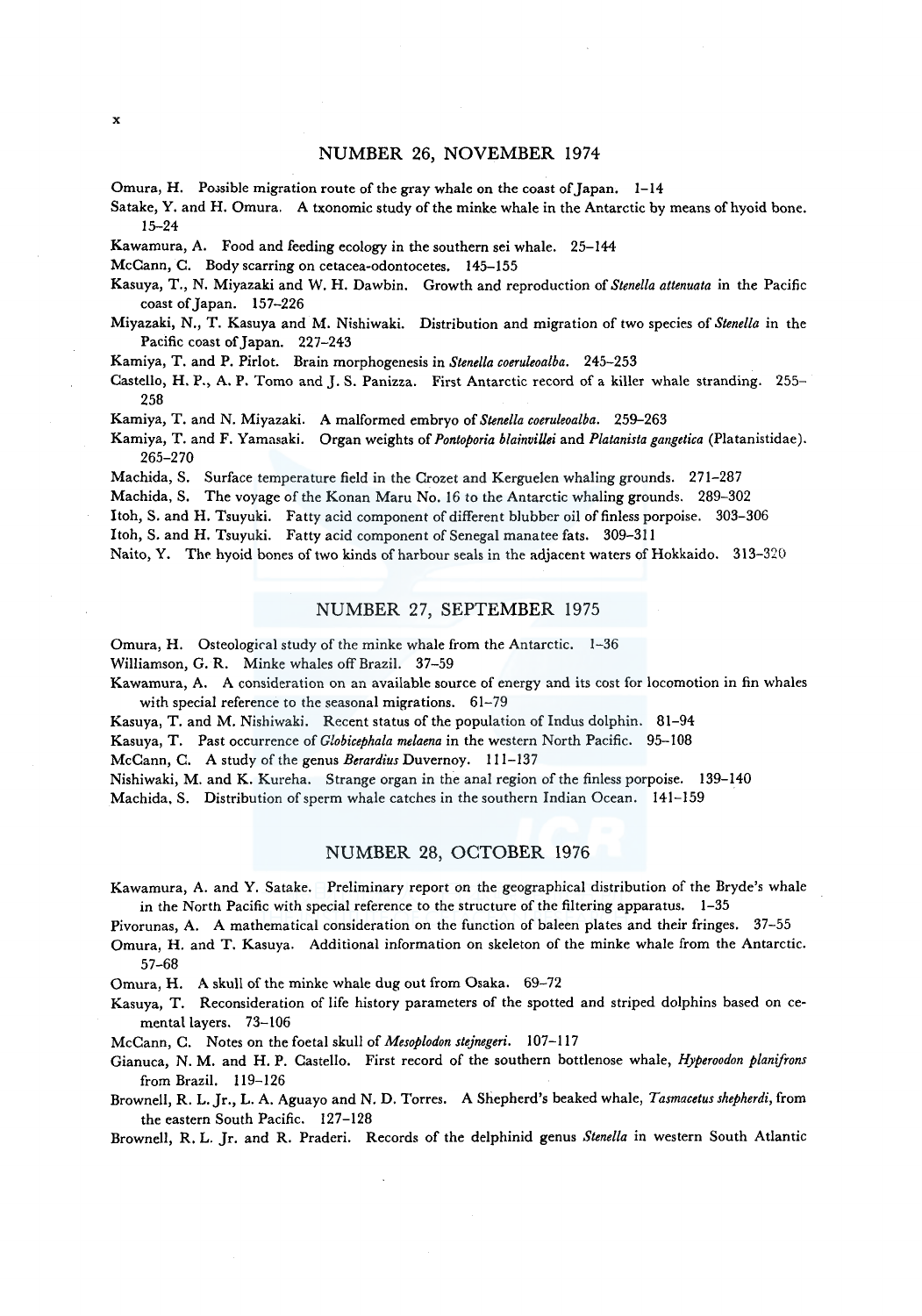## NUMBER 26, NOVEMBER 1974

Omura, H. Possible migration route of the gray whale on the coast of Japan. 1–14

Satake, Y. and H. Omura. A txonomic study of the minke whale in the Antarctic by means of hyoid bone. 15–24

Kawamura, A. Food and feeding ecology in the southern sei whale. 25–144

McCann, C. Body scarring on cetacea-odontocetes. 145–155

Kasuya, T., N. Miyazaki and W. H. Dawbin. Growth and reproduction of *Stenella attenuata* in the Pacific coast of Japan. 157–226

Miyazaki, N., T. Kasuya and M. Nishiwaki. Distribution and migration of two species of *Stenella* in the Pacific coast of Japan. 227–243

Kamiya, T. and P. Pirlot. Brain morphogenesis in *Stenella coeruleoalba*. 245–253

Castello, H. P., A. P. Tomo and J. S. Panizza. First Antarctic record of a killer whale stranding. 255–258

Kamiya, T. and N. Miyazaki. A malformed embryo of *Stenella coeruleoalba*. 259–263

Kamiya, T. and F. Yamasaki. Organ weights of *Pontoporia blainvillei* and *Platanista gangetica* (Platanistidae). 265–270

Machida, S. Surface temperature field in the Crozet and Kerguelen whaling grounds. 271–287

Machida, S. The voyage of the Konan Maru No. 16 to the Antarctic whaling grounds. 289–302

Itoh, S. and H. Tsuyuki. Fatty acid component of different blubber oil of finless porpoise. 303–306

Itoh, S. and H. Tsuyuki. Fatty acid component of Senegal manatee fats. 309–311

Naito, Y. The hyoid bones of two kinds of harbour seals in the adjacent waters of Hokkaido. 313–320

## NUMBER 27, SEPTEMBER 1975

Omura, H. Osteological study of the minke whale from the Antarctic. 1–36

Williamson, G. R. Minke whales off Brazil. 37–59

Kawamura, A. A consideration on an available source of energy and its cost for locomotion in fin whales with special reference to the seasonal migrations. 61–79

Kasuya, T. and M. Nishiwaki. Recent status of the population of Indus dolphin. 81–94

Kasuya, T. Past occurrence of *Globicephala melaena* in the western North Pacific. 95–108

McCann, C. A study of the genus *Berardius* Duvernoy. 111–137

Nishiwaki, M. and K. Kureha. Strange organ in the anal region of the finless porpoise. 139–140

Machida, S. Distribution of sperm whale catches in the southern Indian Ocean. 141–159

## NUMBER 28, OCTOBER 1976

Kawamura, A. and Y. Satake. Preliminary report on the geographical distribution of the Bryde's whale in the North Pacific with special reference to the structure of the filtering apparatus. 1–35

Pivorunas, A. A mathematical consideration on the function of baleen plates and their fringes. 37–55

Omura, H. and T. Kasuya. Additional information on skeleton of the minke whale from the Antarctic. 57–68

Omura, H. A skull of the minke whale dug out from Osaka. 69–72

Kasuya, T. Reconsideration of life history parameters of the spotted and striped dolphins based on cemental layers. 73–106

McCann, C. Notes on the foetal skull of *Mesoplodon stejnegeri*. 107–117

Gianuca, N. M. and H. P. Castello. First record of the southern bottlenose whale, *Hyperoodon planifrons* from Brazil. 119–126

Brownell, R. L. Jr., L. A. Aguayo and N. D. Torres. A Shepherd's beaked whale, *Tasmacetus shepherdi*, from the eastern South Pacific. 127–128

Brownell, R. L. Jr. and R. Praderi. Records of the delphinid genus *Stenella* in western South Atlantic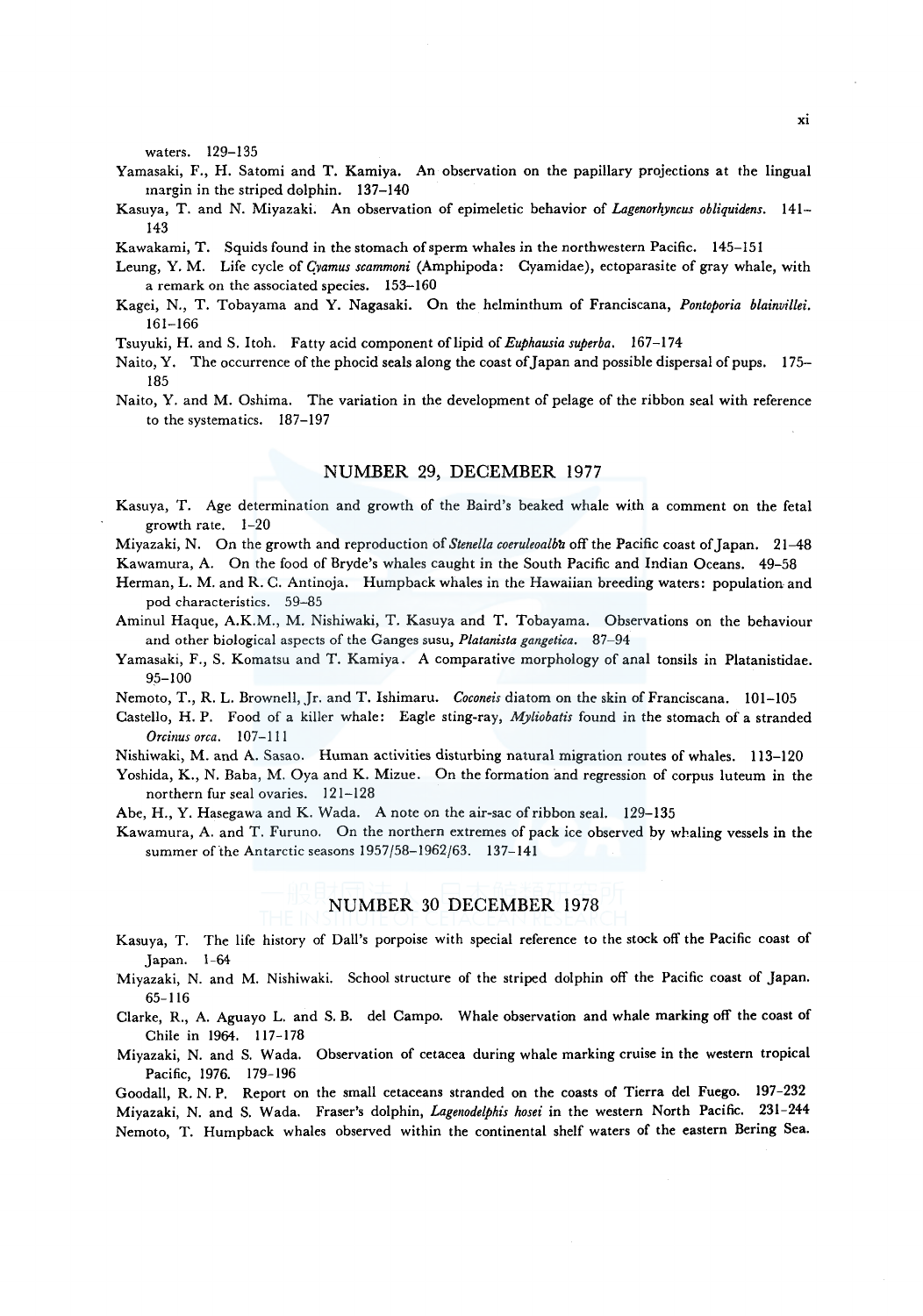waters. 129–135

Yamasaki, F., H. Satomi and T. Kamiya. An observation on the papillary projections at the lingual margin in the striped dolphin. 137–140

Kasuya, T. and N. Miyazaki. An observation of epimeletic behavior of *Lagenorhyncus obliquidens*. 141–143

Kawakami, T. Squids found in the stomach of sperm whales in the northwestern Pacific. 145–151

Leung, Y. M. Life cycle of *Cyamus scammoni* (Amphipoda: Cyamidae), ectoparasite of gray whale, with a remark on the associated species. 153–160

Kagei, N., T. Tobayama and Y. Nagasaki. On the helminthum of Franciscana, *Pontoporia blainvillei*. 161–166

Tsuyuki, H. and S. Itoh. Fatty acid component of lipid of *Euphausia superba*. 167–174

Naito, Y. The occurrence of the phocid seals along the coast of Japan and possible dispersal of pups. 175–185

Naito, Y. and M. Oshima. The variation in the development of pelage of the ribbon seal with reference to the systematics. 187–197

## NUMBER 29, DECEMBER 1977

Kasuya, T. Age determination and growth of the Baird's beaked whale with a comment on the fetal growth rate. 1–20

Miyazaki, N. On the growth and reproduction of *Stenella coeruleoalba* off the Pacific coast of Japan. 21–48

Kawamura, A. On the food of Bryde's whales caught in the South Pacific and Indian Oceans. 49–58

Herman, L. M. and R. C. Antinoja. Humpback whales in the Hawaiian breeding waters: population and pod characteristics. 59–85

Aminul Haque, A.K.M., M. Nishiwaki, T. Kasuya and T. Tobayama. Observations on the behaviour and other biological aspects of the Ganges susu, *Platanista gangetica*. 87–94

Yamasaki, F., S. Komatsu and T. Kamiya. A comparative morphology of anal tonsils in Platanistidae. 95–100

Nemoto, T., R. L. Brownell, Jr. and T. Ishimaru. *Coconeis* diatom on the skin of Franciscana. 101–105

Castello, H. P. Food of a killer whale: Eagle sting-ray, *Myliobatis* found in the stomach of a stranded *Orcinus orca*. 107–111

Nishiwaki, M. and A. Sasao. Human activities disturbing natural migration routes of whales. 113–120

Yoshida, K., N. Baba, M. Oya and K. Mizue. On the formation and regression of corpus luteum in the northern fur seal ovaries. 121–128

Abe, H., Y. Hasegawa and K. Wada. A note on the air-sac of ribbon seal. 129–135

Kawamura, A. and T. Furuno. On the northern extremes of pack ice observed by whaling vessels in the summer of the Antarctic seasons 1957/58–1962/63. 137–141

## NUMBER 30 DECEMBER 1978

Kasuya, T. The life history of Dall's porpoise with special reference to the stock off the Pacific coast of Japan. 1–64

Miyazaki, N. and M. Nishiwaki. School structure of the striped dolphin off the Pacific coast of Japan. 65–116

Clarke, R., A. Aguayo L. and S. B. del Campo. Whale observation and whale marking off the coast of Chile in 1964. 117–178

Miyazaki, N. and S. Wada. Observation of cetacea during whale marking cruise in the western tropical Pacific, 1976. 179–196

Goodall, R. N. P. Report on the small cetaceans stranded on the coasts of Tierra del Fuego. 197–232

Miyazaki, N. and S. Wada. Fraser's dolphin, *Lagenodelphis hosei* in the western North Pacific. 231–244

Nemoto, T. Humpback whales observed within the continental shelf waters of the eastern Bering Sea.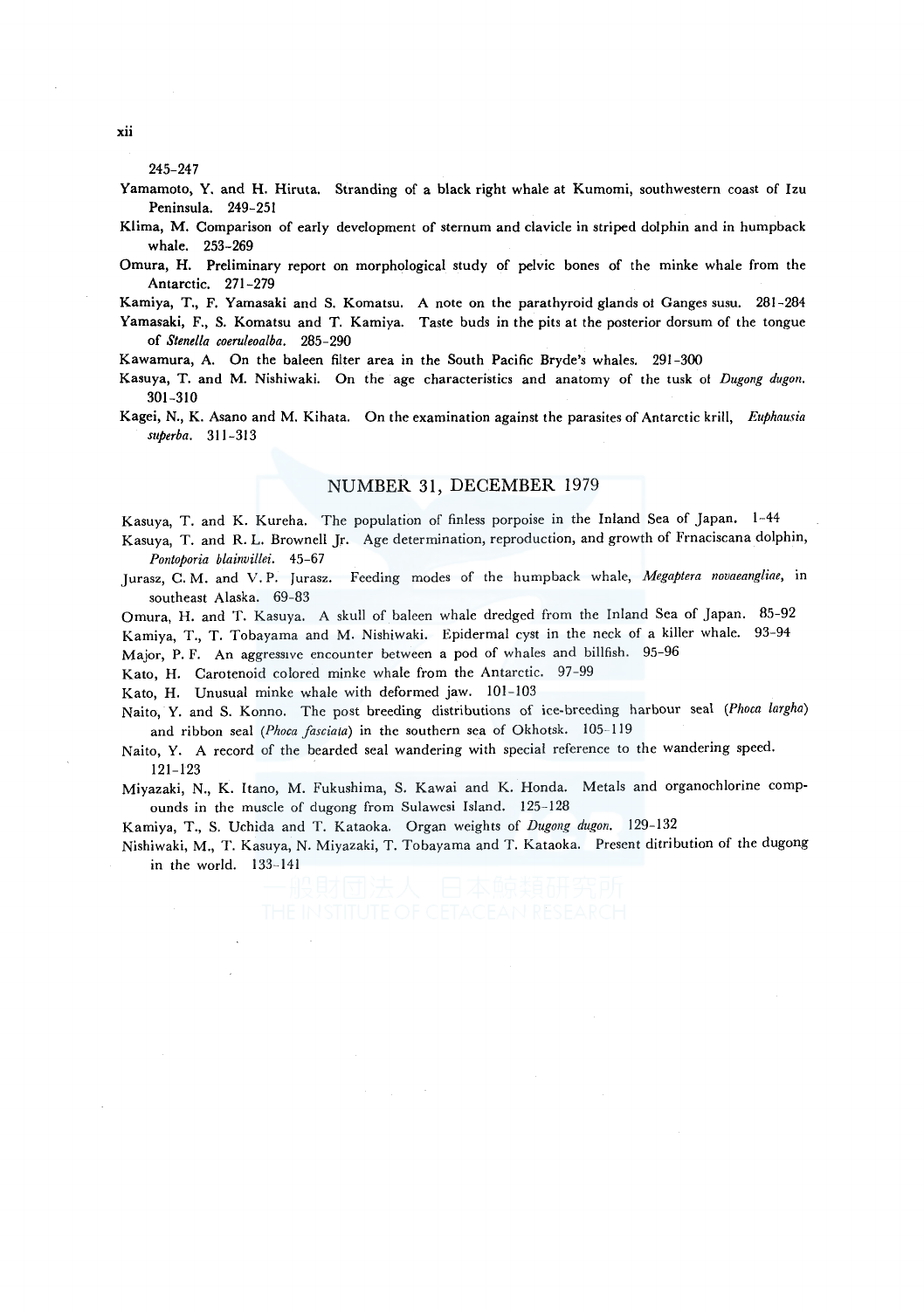245–247

Yamamoto, Y. and H. Hiruta. Stranding of a black right whale at Kumomi, southwestern coast of Izu Peninsula. 249–251

Klima, M. Comparison of early development of sternum and clavicle in striped dolphin and in humpback whale. 253–269

Omura, H. Preliminary report on morphological study of pelvic bones of the minke whale from the Antarctic. 271–279

Kamiya, T., F. Yamasaki and S. Komatsu. A note on the parathyroid glands ot Ganges susu. 281–284

Yamasaki, F., S. Komatsu and T. Kamiya. Taste buds in the pits at the posterior dorsum of the tongue of *Stenella coeruleoalba*. 285–290

Kawamura, A. On the baleen filter area in the South Pacific Bryde's whales. 291–300

Kasuya, T. and M. Nishiwaki. On the age characteristics and anatomy of the tusk of *Dugong dugon*. 301–310

Kagei, N., K. Asano and M. Kihata. On the examination against the parasites of Antarctic krill, *Euphausia superba*. 311–313

## NUMBER 31, DECEMBER 1979

Kasuya, T. and K. Kureha. The population of finless porpoise in the Inland Sea of Japan. 1–44

Kasuya, T. and R. L. Brownell Jr. Age determination, reproduction, and growth of Frnaciscana dolphin, *Pontoporia blainvillei*. 45–67

Jurasz, C. M. and V. P. Jurasz. Feeding modes of the humpback whale, *Megaptera novaeangliae*, in southeast Alaska. 69–83

Omura, H. and T. Kasuya. A skull of baleen whale dredged from the Inland Sea of Japan. 85–92

Kamiya, T., T. Tobayama and M. Nishiwaki. Epidermal cyst in the neck of a killer whale. 93–94

Major, P. F. An aggressive encounter between a pod of whales and billfish. 95–96

Kato, H. Carotenoid colored minke whale from the Antarctic. 97–99

Kato, H. Unusual minke whale with deformed jaw. 101–103

Naito, Y. and S. Konno. The post breeding distributions of ice-breeding harbour seal (*Phoca largha*) and ribbon seal (*Phoca fasciata*) in the southern sea of Okhotsk. 105–119

Naito, Y. A record of the bearded seal wandering with special reference to the wandering speed. 121–123

Miyazaki, N., K. Itano, M. Fukushima, S. Kawai and K. Honda. Metals and organochlorine compounds in the muscle of dugong from Sulawesi Island. 125–128

Kamiya, T., S. Uchida and T. Kataoka. Organ weights of *Dugong dugon*. 129–132

Nishiwaki, M., T. Kasuya, N. Miyazaki, T. Tobayama and T. Kataoka. Present ditribution of the dugong in the world. 133–141